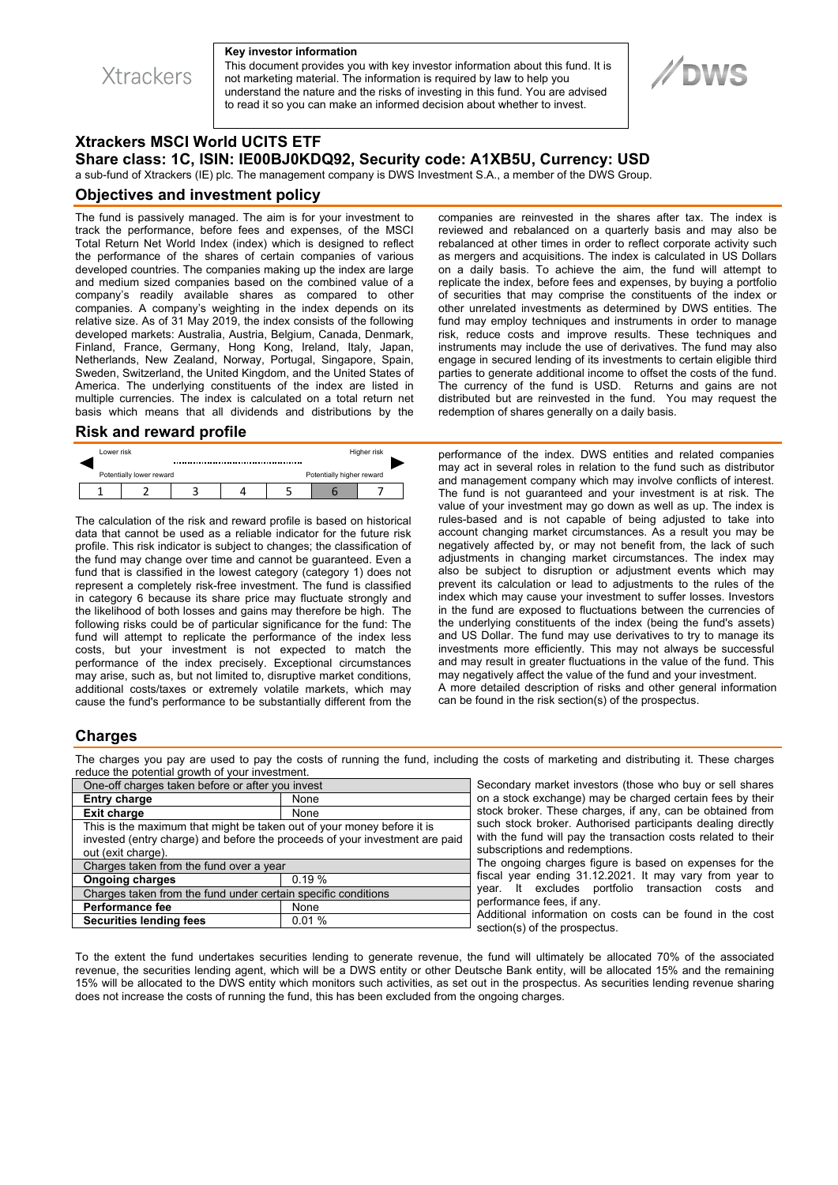Xtrackers

**Key investor information**

This document provides you with key investor information about this fund. It is not marketing material. The information is required by law to help you understand the nature and the risks of investing in this fund. You are advised to read it so you can make an informed decision about whether to invest.

DWS

# Xtrackers MSCI World UCITS ETF

## Share class: 1C, ISIN: IE00BJ0KDQ92, Security code: A1XB5U, Currency: USD

a sub-fund of Xtrackers (IE) plc. The management company is DWS Investment S.A., a member of the DWS Group.

## Objectives and investment policy

The fund is passively managed. The aim is for your investment to track the performance, before fees and expenses, of the MSCI Total Return Net World Index (index) which is designed to reflect the performance of the shares of certain companies of various developed countries. The companies making up the index are large and medium sized companies based on the combined value of a company's readily available shares as compared to other companies. A company's weighting in the index depends on its relative size. As of 31 May 2019, the index consists of the following developed markets: Australia, Austria, Belgium, Canada, Denmark, Finland, France, Germany, Hong Kong, Ireland, Italy, Japan, Netherlands, New Zealand, Norway, Portugal, Singapore, Spain, Sweden, Switzerland, the United Kingdom, and the United States of America. The underlying constituents of the index are listed in multiple currencies. The index is calculated on a total return net basis which means that all dividends and distributions by the companies are reinvested in the shares after tax. The index is reviewed and rebalanced on a quarterly basis and may also be rebalanced at other times in order to reflect corporate activity such as mergers and acquisitions. The index is calculated in US Dollars on a daily basis. To achieve the aim, the fund will attempt to replicate the index, before fees and expenses, by buying a portfolio of securities that may comprise the constituents of the index or other unrelated investments as determined by DWS entities. The fund may employ techniques and instruments in order to manage risk, reduce costs and improve results. These techniques and instruments may include the use of derivatives. The fund may also engage in secured lending of its investments to certain eligible third parties to generate additional income to offset the costs of the fund. The currency of the fund is USD. Returns and gains are not distributed but are reinvested in the fund. You may request the redemption of shares generally on a daily basis.

## Risk and reward profile

| Lower risk | | | | | | Higher risk |
|---|---|---|---|---|---|---|
| Potentially lower reward | | | | | | Potentially higher reward |
| 1 | 2 | 3 | 4 | 5 | **6** | 7 |

The calculation of the risk and reward profile is based on historical data that cannot be used as a reliable indicator for the future risk profile. This risk indicator is subject to changes; the classification of the fund may change over time and cannot be guaranteed. Even a fund that is classified in the lowest category (category 1) does not represent a completely risk-free investment. The fund is classified in category 6 because its share price may fluctuate strongly and the likelihood of both losses and gains may therefore be high. The following risks could be of particular significance for the fund: The fund will attempt to replicate the performance of the index less costs, but your investment is not expected to match the performance of the index precisely. Exceptional circumstances may arise, such as, but not limited to, disruptive market conditions, additional costs/taxes or extremely volatile markets, which may cause the fund's performance to be substantially different from the performance of the index. DWS entities and related companies may act in several roles in relation to the fund such as distributor and management company which may involve conflicts of interest. The fund is not guaranteed and your investment is at risk. The value of your investment may go down as well as up. The index is rules-based and is not capable of being adjusted to take into account changing market circumstances. As a result you may be negatively affected by, or may not benefit from, the lack of such adjustments in changing market circumstances. The index may also be subject to disruption or adjustment events which may prevent its calculation or lead to adjustments to the rules of the index which may cause your investment to suffer losses. Investors in the fund are exposed to fluctuations between the currencies of the underlying constituents of the index (being the fund's assets) and US Dollar. The fund may use derivatives to try to manage its investments more efficiently. This may not always be successful and may result in greater fluctuations in the value of the fund. This may negatively affect the value of the fund and your investment.

A more detailed description of risks and other general information can be found in the risk section(s) of the prospectus.

## Charges

The charges you pay are used to pay the costs of running the fund, including the costs of marketing and distributing it. These charges reduce the potential growth of your investment.

| One-off charges taken before or after you invest | |
|---|---|
| **Entry charge** | None |
| **Exit charge** | None |
| This is the maximum that might be taken out of your money before it is invested (entry charge) and before the proceeds of your investment are paid out (exit charge). | |
| Charges taken from the fund over a year | |
| **Ongoing charges** | 0.19 % |
| Charges taken from the fund under certain specific conditions | |
| **Performance fee** | None |
| **Securities lending fees** | 0.01 % |

Secondary market investors (those who buy or sell shares on a stock exchange) may be charged certain fees by their stock broker. These charges, if any, can be obtained from such stock broker. Authorised participants dealing directly with the fund will pay the transaction costs related to their subscriptions and redemptions.

The ongoing charges figure is based on expenses for the fiscal year ending 31.12.2021. It may vary from year to year. It excludes portfolio transaction costs and performance fees, if any.

Additional information on costs can be found in the cost section(s) of the prospectus.

To the extent the fund undertakes securities lending to generate revenue, the fund will ultimately be allocated 70% of the associated revenue, the securities lending agent, which will be a DWS entity or other Deutsche Bank entity, will be allocated 15% and the remaining 15% will be allocated to the DWS entity which monitors such activities, as set out in the prospectus. As securities lending revenue sharing does not increase the costs of running the fund, this has been excluded from the ongoing charges.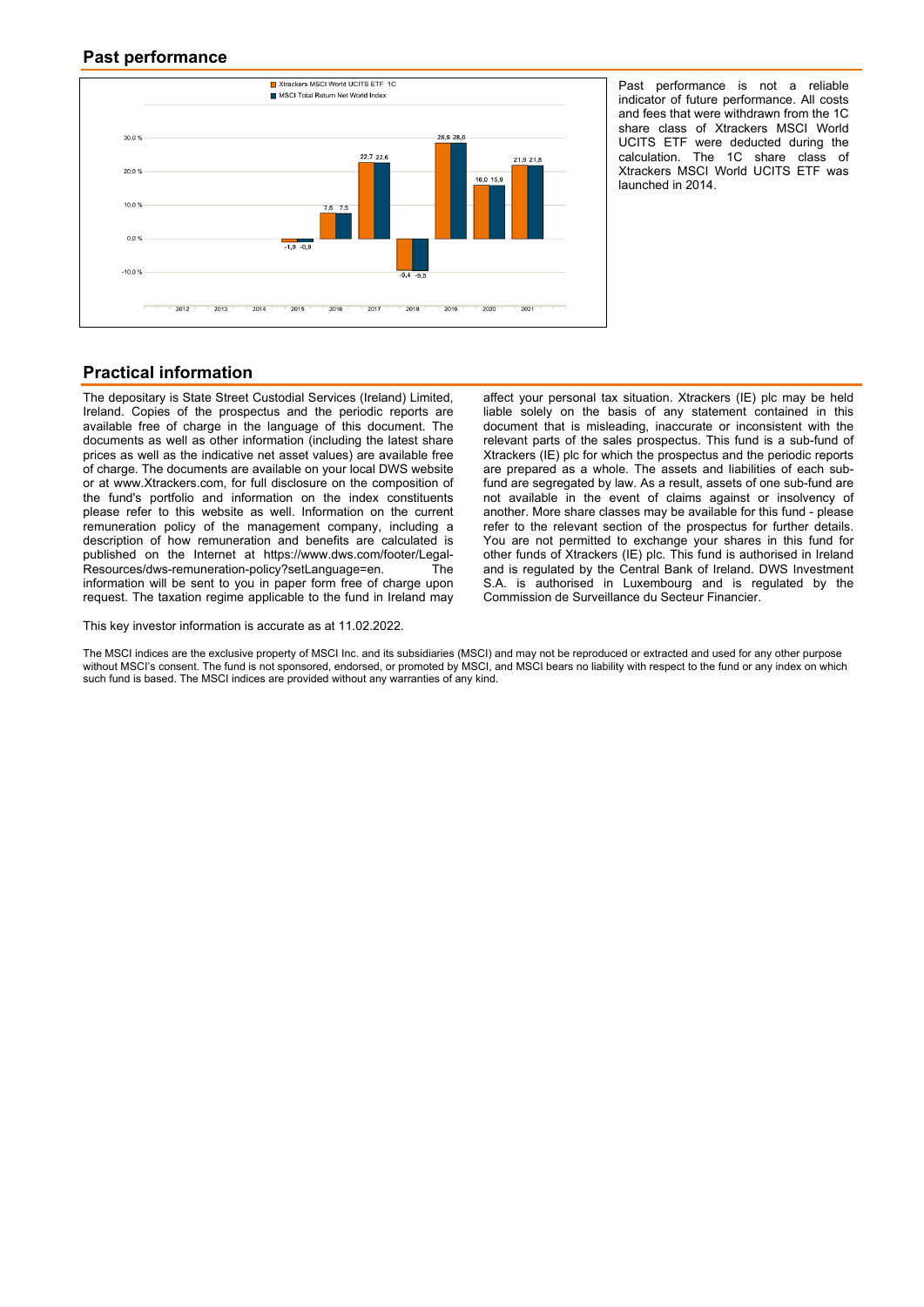## Past performance

Xtrackers MSCI World UCITS ETF 1C
MSCI Total Return Net World Index

30,0 %
20,0 %
10,0 %
0,0 %
-10,0 %

-1,0 -0,9
7,6 7,5
22,7 22,6
-9,4 -9,5
28,6 28,6
16,0 15,9
21,9 21,8

2012 2013 2014 2015 2016 2017 2018 2019 2020 2021

Past performance is not a reliable indicator of future performance. All costs and fees that were withdrawn from the 1C share class of Xtrackers MSCI World UCITS ETF were deducted during the calculation. The 1C share class of Xtrackers MSCI World UCITS ETF was launched in 2014.

## Practical information

The depositary is State Street Custodial Services (Ireland) Limited, Ireland. Copies of the prospectus and the periodic reports are available free of charge in the language of this document. The documents as well as other information (including the latest share prices as well as the indicative net asset values) are available free of charge. The documents are available on your local DWS website or at www.Xtrackers.com, for full disclosure on the composition of the fund's portfolio and information on the index constituents please refer to this website as well. Information on the current remuneration policy of the management company, including a description of how remuneration and benefits are calculated is published on the Internet at https://www.dws.com/footer/Legal-Resources/dws-remuneration-policy?setLanguage=en. The information will be sent to you in paper form free of charge upon request. The taxation regime applicable to the fund in Ireland may affect your personal tax situation. Xtrackers (IE) plc may be held liable solely on the basis of any statement contained in this document that is misleading, inaccurate or inconsistent with the relevant parts of the sales prospectus. This fund is a sub-fund of Xtrackers (IE) plc for which the prospectus and the periodic reports are prepared as a whole. The assets and liabilities of each sub-fund are segregated by law. As a result, assets of one sub-fund are not available in the event of claims against or insolvency of another. More share classes may be available for this fund - please refer to the relevant section of the prospectus for further details. You are not permitted to exchange your shares in this fund for other funds of Xtrackers (IE) plc. This fund is authorised in Ireland and is regulated by the Central Bank of Ireland. DWS Investment S.A. is authorised in Luxembourg and is regulated by the Commission de Surveillance du Secteur Financier.

This key investor information is accurate as at 11.02.2022.

The MSCI indices are the exclusive property of MSCI Inc. and its subsidiaries (MSCI) and may not be reproduced or extracted and used for any other purpose without MSCI's consent. The fund is not sponsored, endorsed, or promoted by MSCI, and MSCI bears no liability with respect to the fund or any index on which such fund is based. The MSCI indices are provided without any warranties of any kind.